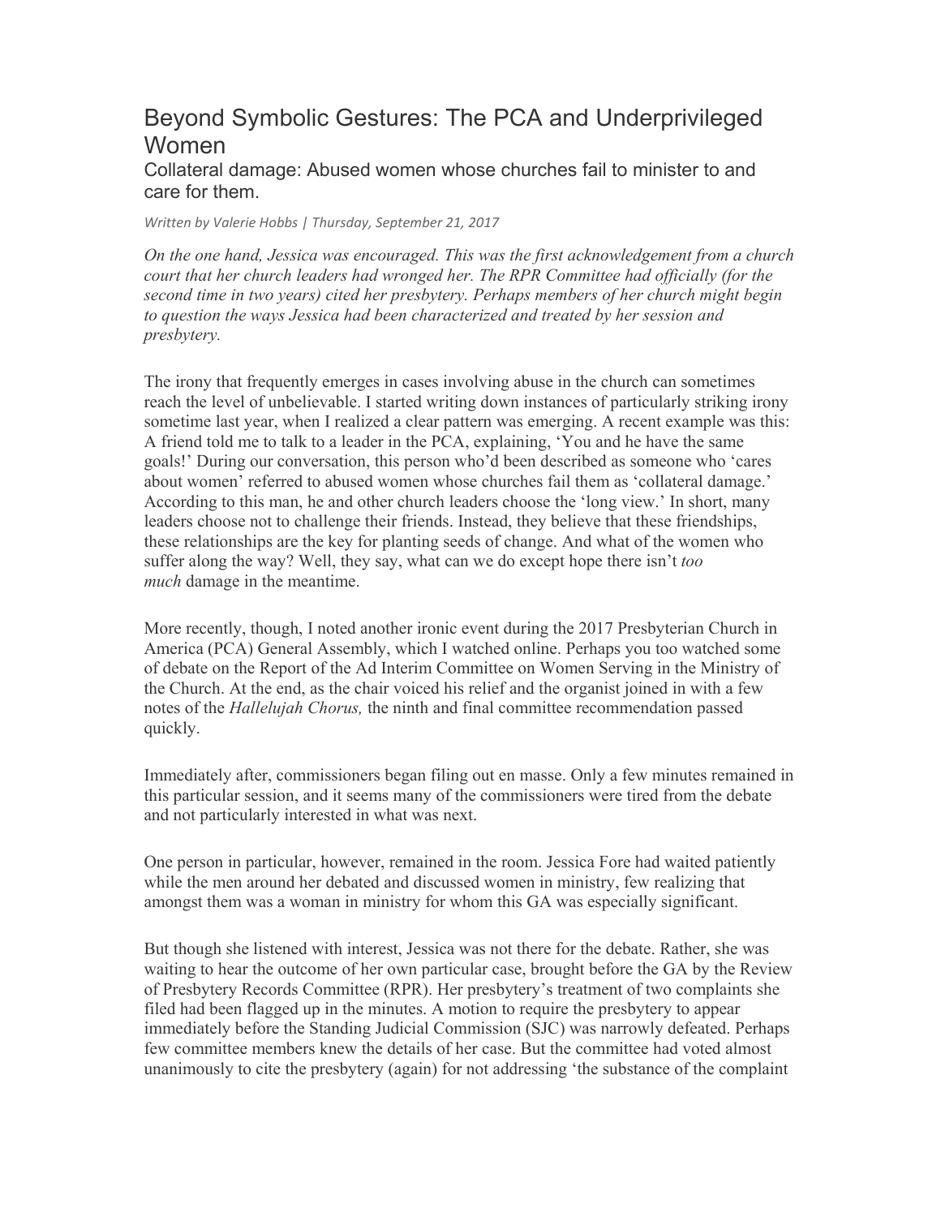# Beyond Symbolic Gestures: The PCA and Underprivileged Women

## Collateral damage: Abused women whose churches fail to minister to and care for them.

*Written by Valerie Hobbs | Thursday, September 21, 2017*

*On the one hand, Jessica was encouraged. This was the first acknowledgement from a church court that her church leaders had wronged her. The RPR Committee had officially (for the second time in two years) cited her presbytery. Perhaps members of her church might begin to question the ways Jessica had been characterized and treated by her session and presbytery.*

The irony that frequently emerges in cases involving abuse in the church can sometimes reach the level of unbelievable. I started writing down instances of particularly striking irony sometime last year, when I realized a clear pattern was emerging. A recent example was this: A friend told me to talk to a leader in the PCA, explaining, 'You and he have the same goals!' During our conversation, this person who'd been described as someone who 'cares about women' referred to abused women whose churches fail them as 'collateral damage.' According to this man, he and other church leaders choose the 'long view.' In short, many leaders choose not to challenge their friends. Instead, they believe that these friendships, these relationships are the key for planting seeds of change. And what of the women who suffer along the way? Well, they say, what can we do except hope there isn't *too much* damage in the meantime.

More recently, though, I noted another ironic event during the 2017 Presbyterian Church in America (PCA) General Assembly, which I watched online. Perhaps you too watched some of debate on the Report of the Ad Interim Committee on Women Serving in the Ministry of the Church. At the end, as the chair voiced his relief and the organist joined in with a few notes of the *Hallelujah Chorus,* the ninth and final committee recommendation passed quickly.

Immediately after, commissioners began filing out en masse. Only a few minutes remained in this particular session, and it seems many of the commissioners were tired from the debate and not particularly interested in what was next.

One person in particular, however, remained in the room. Jessica Fore had waited patiently while the men around her debated and discussed women in ministry, few realizing that amongst them was a woman in ministry for whom this GA was especially significant.

But though she listened with interest, Jessica was not there for the debate. Rather, she was waiting to hear the outcome of her own particular case, brought before the GA by the Review of Presbytery Records Committee (RPR). Her presbytery's treatment of two complaints she filed had been flagged up in the minutes. A motion to require the presbytery to appear immediately before the Standing Judicial Commission (SJC) was narrowly defeated. Perhaps few committee members knew the details of her case. But the committee had voted almost unanimously to cite the presbytery (again) for not addressing 'the substance of the complaint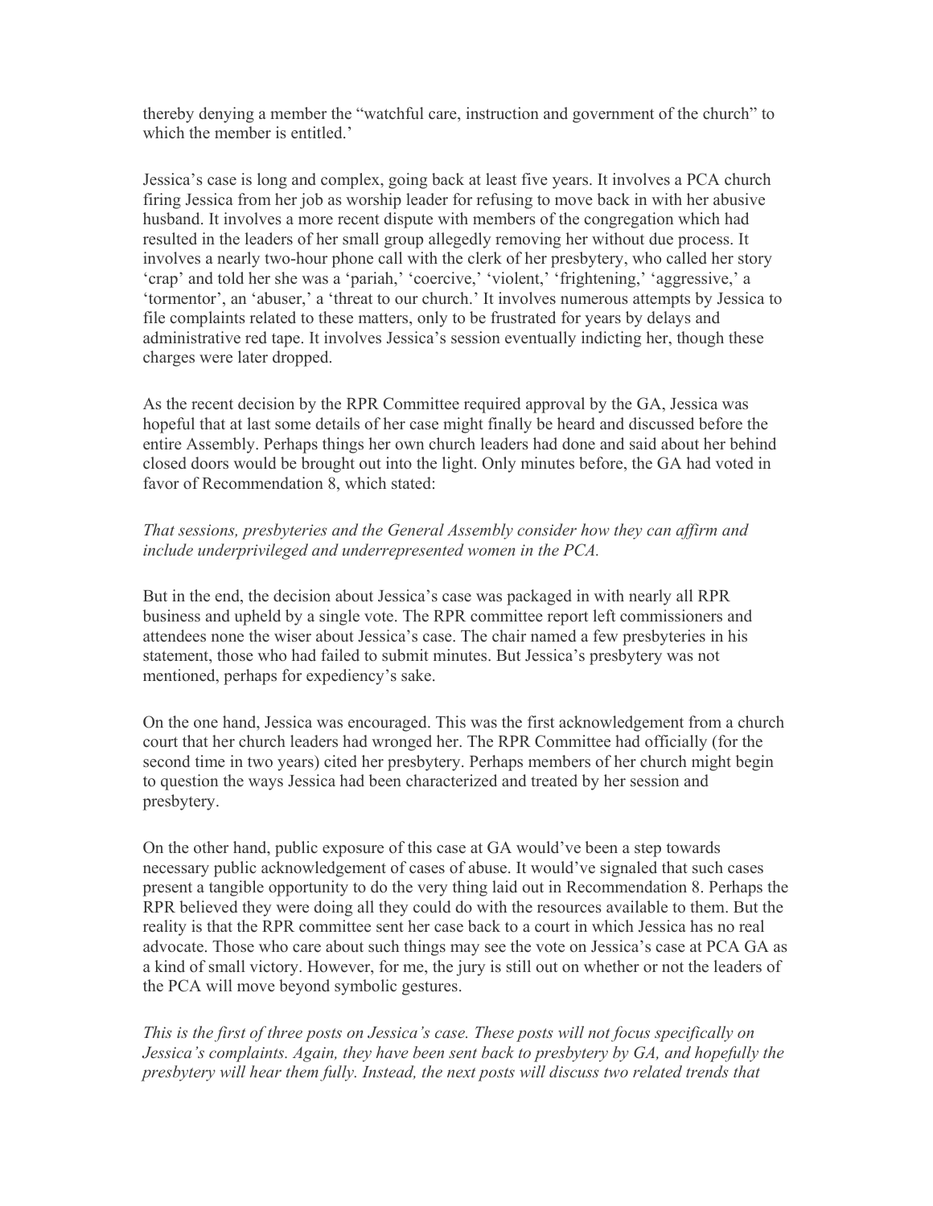thereby denying a member the "watchful care, instruction and government of the church" to which the member is entitled.'

Jessica's case is long and complex, going back at least five years. It involves a PCA church firing Jessica from her job as worship leader for refusing to move back in with her abusive husband. It involves a more recent dispute with members of the congregation which had resulted in the leaders of her small group allegedly removing her without due process. It involves a nearly two-hour phone call with the clerk of her presbytery, who called her story 'crap' and told her she was a 'pariah,' 'coercive,' 'violent,' 'frightening,' 'aggressive,' a 'tormentor', an 'abuser,' a 'threat to our church.' It involves numerous attempts by Jessica to file complaints related to these matters, only to be frustrated for years by delays and administrative red tape. It involves Jessica's session eventually indicting her, though these charges were later dropped.

As the recent decision by the RPR Committee required approval by the GA, Jessica was hopeful that at last some details of her case might finally be heard and discussed before the entire Assembly. Perhaps things her own church leaders had done and said about her behind closed doors would be brought out into the light. Only minutes before, the GA had voted in favor of Recommendation 8, which stated:

*That sessions, presbyteries and the General Assembly consider how they can affirm and include underprivileged and underrepresented women in the PCA.*

But in the end, the decision about Jessica's case was packaged in with nearly all RPR business and upheld by a single vote. The RPR committee report left commissioners and attendees none the wiser about Jessica's case. The chair named a few presbyteries in his statement, those who had failed to submit minutes. But Jessica's presbytery was not mentioned, perhaps for expediency's sake.

On the one hand, Jessica was encouraged. This was the first acknowledgement from a church court that her church leaders had wronged her. The RPR Committee had officially (for the second time in two years) cited her presbytery. Perhaps members of her church might begin to question the ways Jessica had been characterized and treated by her session and presbytery.

On the other hand, public exposure of this case at GA would've been a step towards necessary public acknowledgement of cases of abuse. It would've signaled that such cases present a tangible opportunity to do the very thing laid out in Recommendation 8. Perhaps the RPR believed they were doing all they could do with the resources available to them. But the reality is that the RPR committee sent her case back to a court in which Jessica has no real advocate. Those who care about such things may see the vote on Jessica's case at PCA GA as a kind of small victory. However, for me, the jury is still out on whether or not the leaders of the PCA will move beyond symbolic gestures.

*This is the first of three posts on Jessica's case. These posts will not focus specifically on Jessica's complaints. Again, they have been sent back to presbytery by GA, and hopefully the presbytery will hear them fully. Instead, the next posts will discuss two related trends that*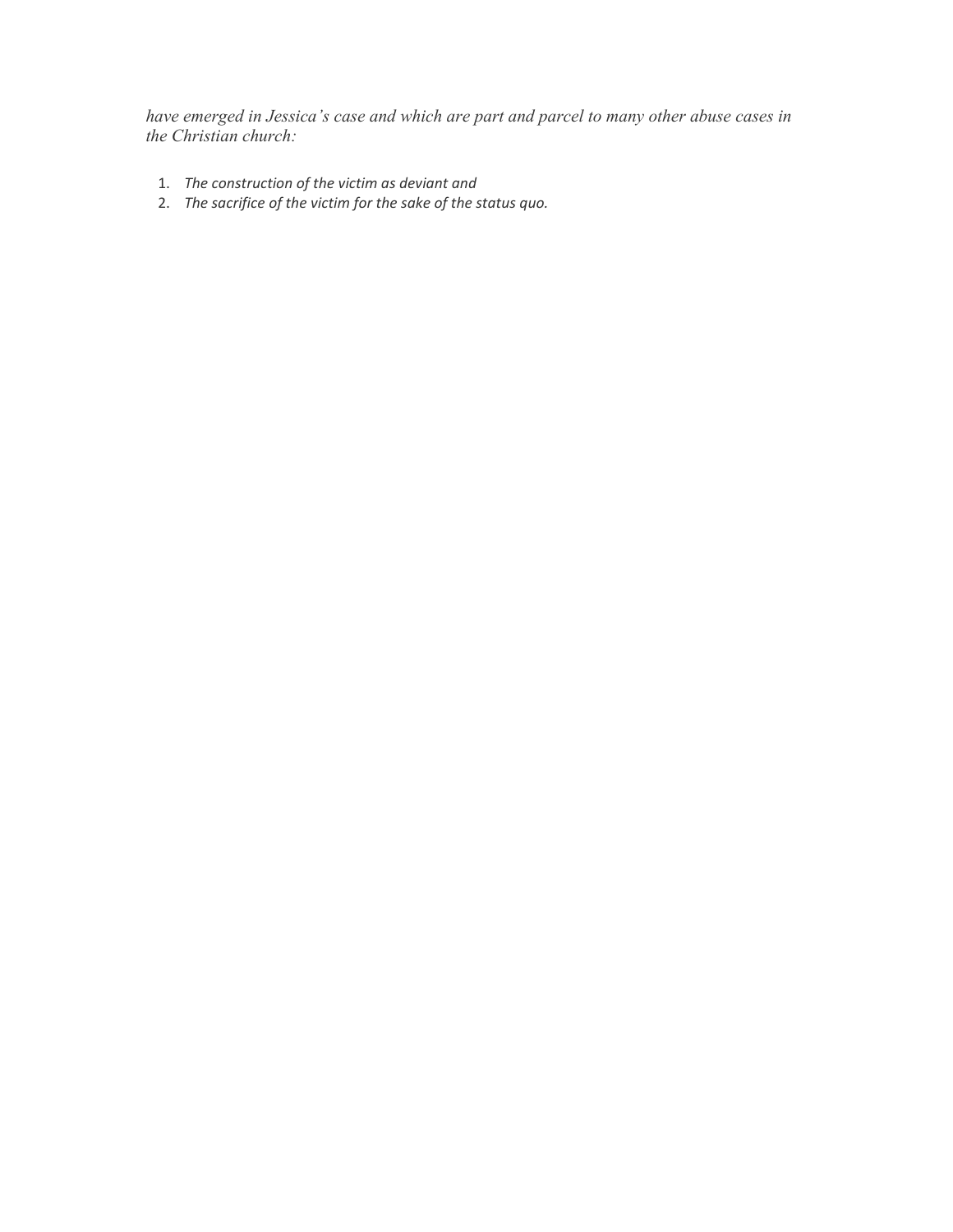*have emerged in Jessica's case and which are part and parcel to many other abuse cases in the Christian church:*

1. *The construction of the victim as deviant and*
2. *The sacrifice of the victim for the sake of the status quo.*